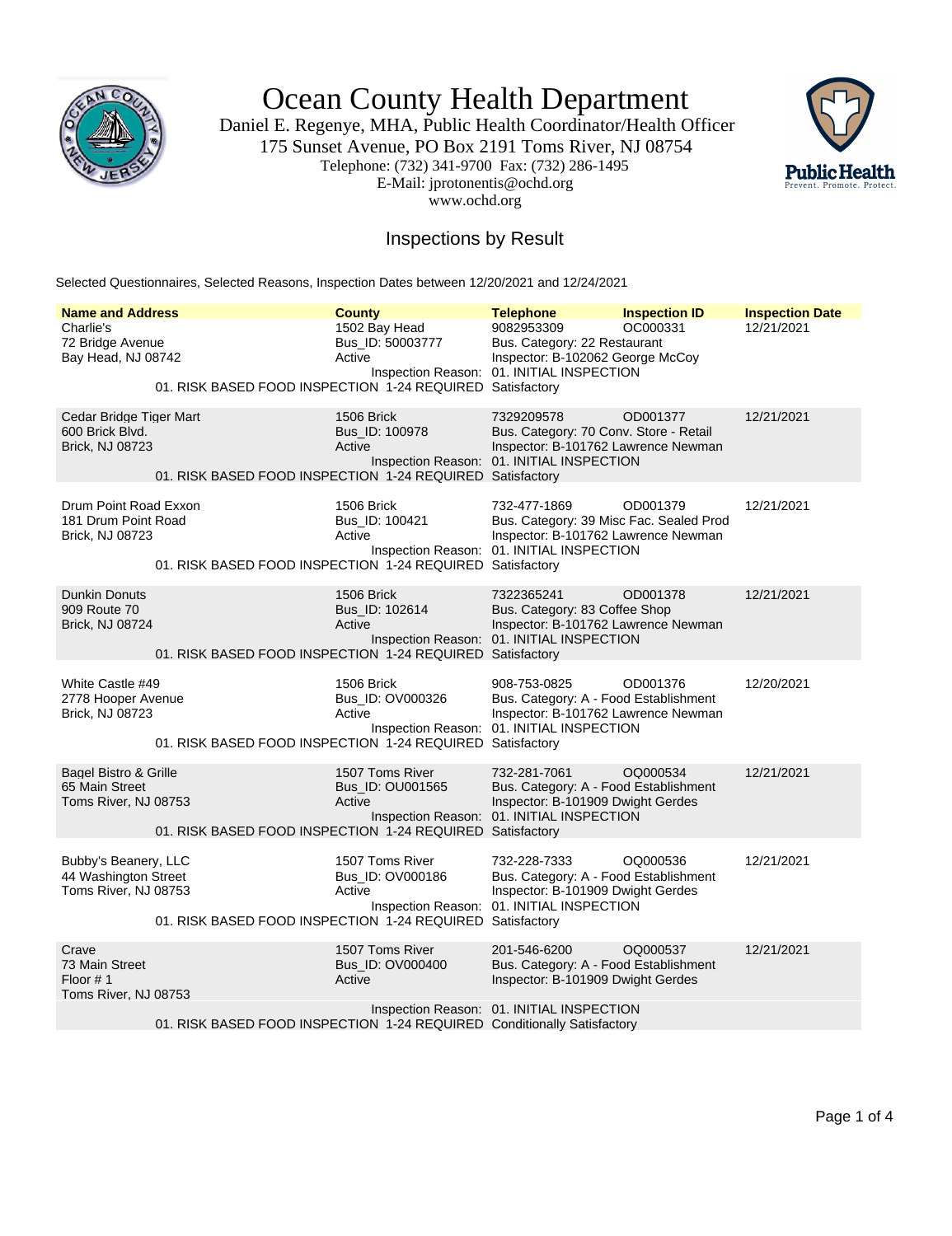# Ocean County Health Department

Daniel E. Regenye, MHA, Public Health Coordinator/Health Officer
175 Sunset Avenue, PO Box 2191 Toms River, NJ 08754
Telephone: (732) 341-9700 Fax: (732) 286-1495
E-Mail: jprotonentis@ochd.org
www.ochd.org

## Inspections by Result

Selected Questionnaires, Selected Reasons, Inspection Dates between 12/20/2021 and 12/24/2021

| Name and Address | County | Telephone | Inspection ID | Inspection Date |
|---|---|---|---|---|
| Charlie's<br>72 Bridge Avenue<br>Bay Head, NJ 08742 | 1502 Bay Head<br>Bus_ID: 50003777<br>Active | 9082953309<br>Bus. Category: 22 Restaurant<br>Inspector: B-102062 George McCoy | OC000331 | 12/21/2021 |
| | Inspection Reason: | 01. INITIAL INSPECTION | | |
| | 01. RISK BASED FOOD INSPECTION 1-24 REQUIRED | Satisfactory | | |
| Cedar Bridge Tiger Mart<br>600 Brick Blvd.<br>Brick, NJ 08723 | 1506 Brick<br>Bus_ID: 100978<br>Active | 7329209578<br>Bus. Category: 70 Conv. Store - Retail<br>Inspector: B-101762 Lawrence Newman | OD001377 | 12/21/2021 |
| | Inspection Reason: | 01. INITIAL INSPECTION | | |
| | 01. RISK BASED FOOD INSPECTION 1-24 REQUIRED | Satisfactory | | |
| Drum Point Road Exxon<br>181 Drum Point Road<br>Brick, NJ 08723 | 1506 Brick<br>Bus_ID: 100421<br>Active | 732-477-1869<br>Bus. Category: 39 Misc Fac. Sealed Prod<br>Inspector: B-101762 Lawrence Newman | OD001379 | 12/21/2021 |
| | Inspection Reason: | 01. INITIAL INSPECTION | | |
| | 01. RISK BASED FOOD INSPECTION 1-24 REQUIRED | Satisfactory | | |
| Dunkin Donuts<br>909 Route 70<br>Brick, NJ 08724 | 1506 Brick<br>Bus_ID: 102614<br>Active | 7322365241<br>Bus. Category: 83 Coffee Shop<br>Inspector: B-101762 Lawrence Newman | OD001378 | 12/21/2021 |
| | Inspection Reason: | 01. INITIAL INSPECTION | | |
| | 01. RISK BASED FOOD INSPECTION 1-24 REQUIRED | Satisfactory | | |
| White Castle #49<br>2778 Hooper Avenue<br>Brick, NJ 08723 | 1506 Brick<br>Bus_ID: OV000326<br>Active | 908-753-0825<br>Bus. Category: A - Food Establishment<br>Inspector: B-101762 Lawrence Newman | OD001376 | 12/20/2021 |
| | Inspection Reason: | 01. INITIAL INSPECTION | | |
| | 01. RISK BASED FOOD INSPECTION 1-24 REQUIRED | Satisfactory | | |
| Bagel Bistro & Grille<br>65 Main Street<br>Toms River, NJ 08753 | 1507 Toms River<br>Bus_ID: OU001565<br>Active | 732-281-7061<br>Bus. Category: A - Food Establishment<br>Inspector: B-101909 Dwight Gerdes | OQ000534 | 12/21/2021 |
| | Inspection Reason: | 01. INITIAL INSPECTION | | |
| | 01. RISK BASED FOOD INSPECTION 1-24 REQUIRED | Satisfactory | | |
| Bubby's Beanery, LLC<br>44 Washington Street<br>Toms River, NJ 08753 | 1507 Toms River<br>Bus_ID: OV000186<br>Active | 732-228-7333<br>Bus. Category: A - Food Establishment<br>Inspector: B-101909 Dwight Gerdes | OQ000536 | 12/21/2021 |
| | Inspection Reason: | 01. INITIAL INSPECTION | | |
| | 01. RISK BASED FOOD INSPECTION 1-24 REQUIRED | Satisfactory | | |
| Crave<br>73 Main Street<br>Floor # 1<br>Toms River, NJ 08753 | 1507 Toms River<br>Bus_ID: OV000400<br>Active | 201-546-6200<br>Bus. Category: A - Food Establishment<br>Inspector: B-101909 Dwight Gerdes | OQ000537 | 12/21/2021 |
| | Inspection Reason: | 01. INITIAL INSPECTION | | |
| | 01. RISK BASED FOOD INSPECTION 1-24 REQUIRED | Conditionally Satisfactory | | |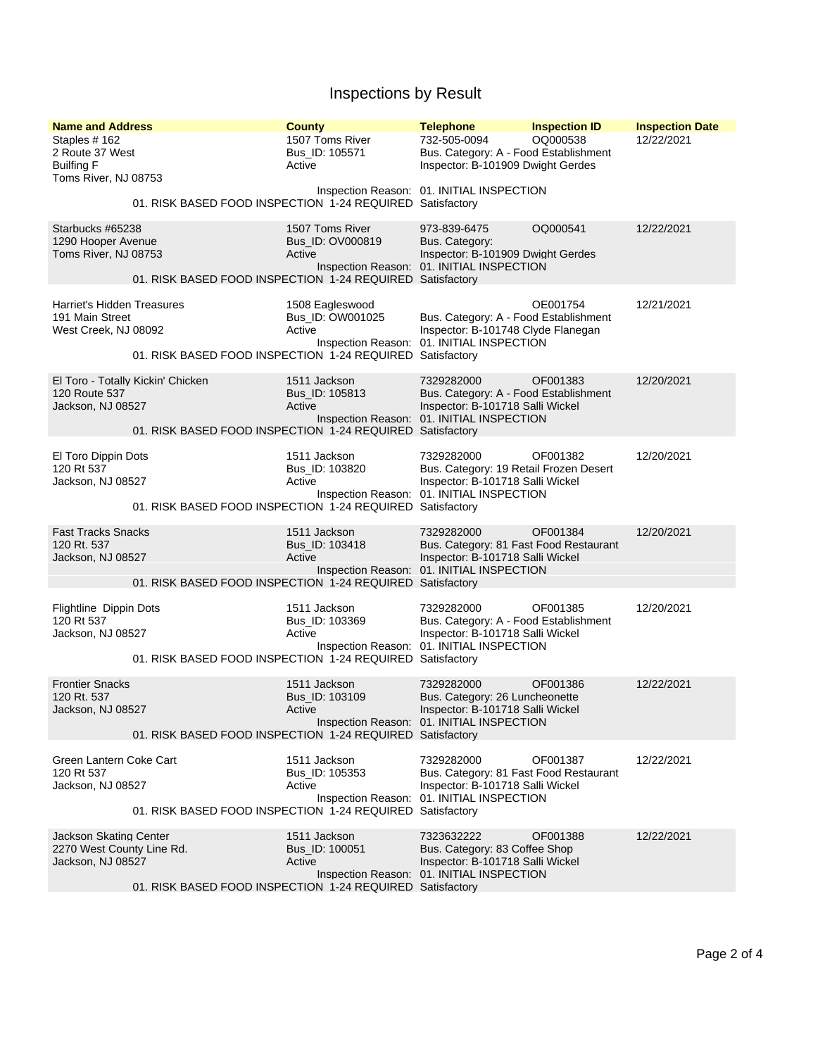# Inspections by Result

| Name and Address | County | Telephone | Inspection ID | Inspection Date |
|---|---|---|---|---|
| Staples # 162<br>2 Route 37 West<br>Builfing F<br>Toms River, NJ 08753 | 1507 Toms River<br>Bus_ID: 105571<br>Active | 732-505-0094<br>Bus. Category: A - Food Establishment<br>Inspector: B-101909 Dwight Gerdes | OQ000538 | 12/22/2021 |
| Inspection Reason: 01. INITIAL INSPECTION<br>01. RISK BASED FOOD INSPECTION 1-24 REQUIRED Satisfactory | | | | |
| Starbucks #65238<br>1290 Hooper Avenue<br>Toms River, NJ 08753 | 1507 Toms River<br>Bus_ID: OV000819<br>Active | 973-839-6475<br>Bus. Category:<br>Inspector: B-101909 Dwight Gerdes | OQ000541 | 12/22/2021 |
| Inspection Reason: 01. INITIAL INSPECTION<br>01. RISK BASED FOOD INSPECTION 1-24 REQUIRED Satisfactory | | | | |
| Harriet's Hidden Treasures<br>191 Main Street<br>West Creek, NJ 08092 | 1508 Eagleswood<br>Bus_ID: OW001025<br>Active | Bus. Category: A - Food Establishment<br>Inspector: B-101748 Clyde Flanegan | OE001754 | 12/21/2021 |
| Inspection Reason: 01. INITIAL INSPECTION<br>01. RISK BASED FOOD INSPECTION 1-24 REQUIRED Satisfactory | | | | |
| El Toro - Totally Kickin' Chicken<br>120 Route 537<br>Jackson, NJ 08527 | 1511 Jackson<br>Bus_ID: 105813<br>Active | 7329282000<br>Bus. Category: A - Food Establishment<br>Inspector: B-101718 Salli Wickel | OF001383 | 12/20/2021 |
| Inspection Reason: 01. INITIAL INSPECTION<br>01. RISK BASED FOOD INSPECTION 1-24 REQUIRED Satisfactory | | | | |
| El Toro Dippin Dots<br>120 Rt 537<br>Jackson, NJ 08527 | 1511 Jackson<br>Bus_ID: 103820<br>Active | 7329282000<br>Bus. Category: 19 Retail Frozen Desert<br>Inspector: B-101718 Salli Wickel | OF001382 | 12/20/2021 |
| Inspection Reason: 01. INITIAL INSPECTION<br>01. RISK BASED FOOD INSPECTION 1-24 REQUIRED Satisfactory | | | | |
| Fast Tracks Snacks<br>120 Rt. 537<br>Jackson, NJ 08527 | 1511 Jackson<br>Bus_ID: 103418<br>Active | 7329282000<br>Bus. Category: 81 Fast Food Restaurant<br>Inspector: B-101718 Salli Wickel | OF001384 | 12/20/2021 |
| Inspection Reason: 01. INITIAL INSPECTION<br>01. RISK BASED FOOD INSPECTION 1-24 REQUIRED Satisfactory | | | | |
| Flightline Dippin Dots<br>120 Rt 537<br>Jackson, NJ 08527 | 1511 Jackson<br>Bus_ID: 103369<br>Active | 7329282000<br>Bus. Category: A - Food Establishment<br>Inspector: B-101718 Salli Wickel | OF001385 | 12/20/2021 |
| Inspection Reason: 01. INITIAL INSPECTION<br>01. RISK BASED FOOD INSPECTION 1-24 REQUIRED Satisfactory | | | | |
| Frontier Snacks<br>120 Rt. 537<br>Jackson, NJ 08527 | 1511 Jackson<br>Bus_ID: 103109<br>Active | 7329282000<br>Bus. Category: 26 Luncheonette<br>Inspector: B-101718 Salli Wickel | OF001386 | 12/22/2021 |
| Inspection Reason: 01. INITIAL INSPECTION<br>01. RISK BASED FOOD INSPECTION 1-24 REQUIRED Satisfactory | | | | |
| Green Lantern Coke Cart<br>120 Rt 537<br>Jackson, NJ 08527 | 1511 Jackson<br>Bus_ID: 105353<br>Active | 7329282000<br>Bus. Category: 81 Fast Food Restaurant<br>Inspector: B-101718 Salli Wickel | OF001387 | 12/22/2021 |
| Inspection Reason: 01. INITIAL INSPECTION<br>01. RISK BASED FOOD INSPECTION 1-24 REQUIRED Satisfactory | | | | |
| Jackson Skating Center<br>2270 West County Line Rd.<br>Jackson, NJ 08527 | 1511 Jackson<br>Bus_ID: 100051<br>Active | 7323632222<br>Bus. Category: 83 Coffee Shop<br>Inspector: B-101718 Salli Wickel | OF001388 | 12/22/2021 |
| Inspection Reason: 01. INITIAL INSPECTION<br>01. RISK BASED FOOD INSPECTION 1-24 REQUIRED Satisfactory | | | | |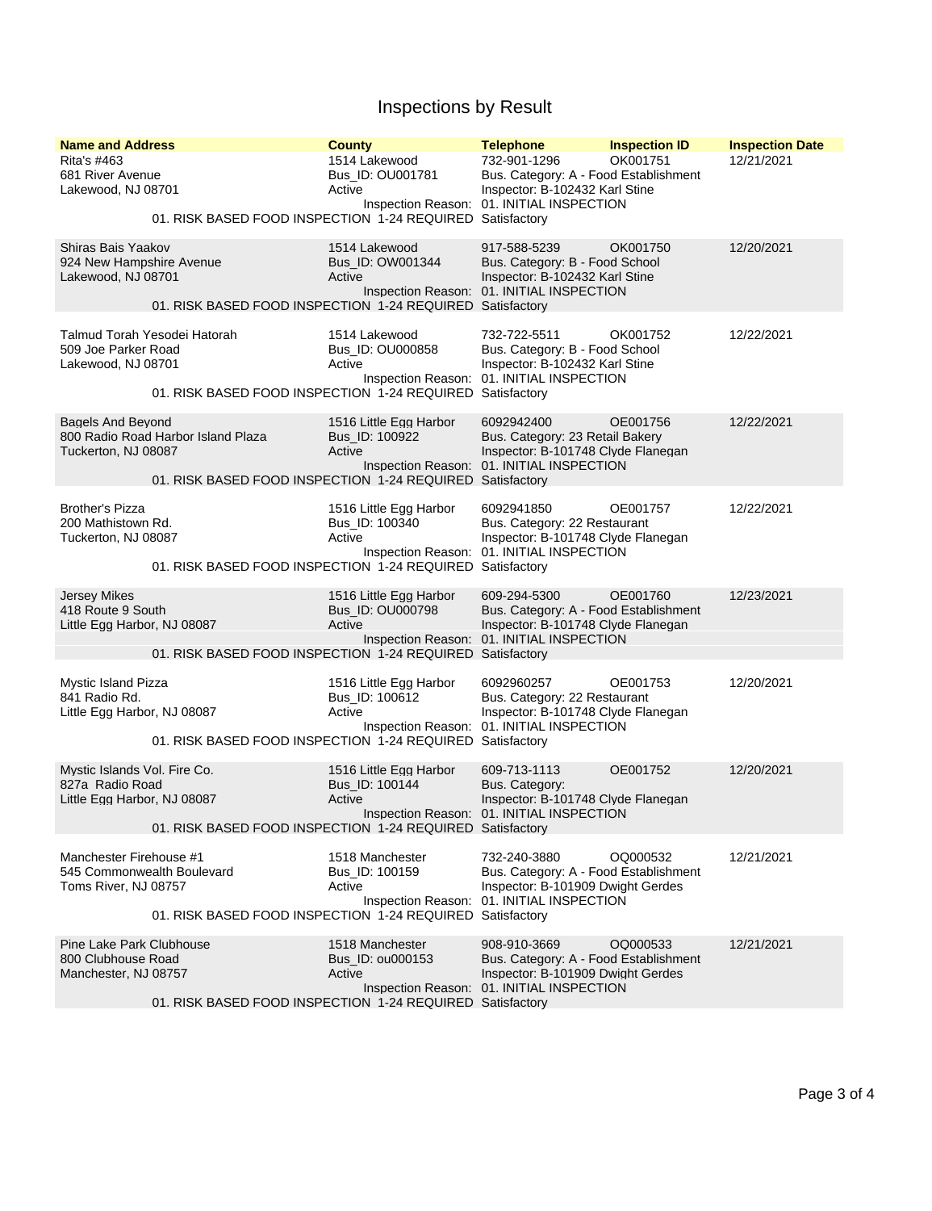# Inspections by Result

| Name and Address | County | Telephone | Inspection ID | Inspection Date |
|---|---|---|---|---|
| Rita's #463<br>681 River Avenue<br>Lakewood, NJ 08701 | 1514 Lakewood<br>Bus_ID: OU001781<br>Active | 732-901-1296<br>Bus. Category: A - Food Establishment<br>Inspector: B-102432 Karl Stine | OK001751 | 12/21/2021 |
| Inspection Reason: 01. INITIAL INSPECTION<br>01. RISK BASED FOOD INSPECTION 1-24 REQUIRED Satisfactory | | | | |
| Shiras Bais Yaakov<br>924 New Hampshire Avenue<br>Lakewood, NJ 08701 | 1514 Lakewood<br>Bus_ID: OW001344<br>Active | 917-588-5239<br>Bus. Category: B - Food School<br>Inspector: B-102432 Karl Stine | OK001750 | 12/20/2021 |
| Inspection Reason: 01. INITIAL INSPECTION<br>01. RISK BASED FOOD INSPECTION 1-24 REQUIRED Satisfactory | | | | |
| Talmud Torah Yesodei Hatorah<br>509 Joe Parker Road<br>Lakewood, NJ 08701 | 1514 Lakewood<br>Bus_ID: OU000858<br>Active | 732-722-5511<br>Bus. Category: B - Food School<br>Inspector: B-102432 Karl Stine | OK001752 | 12/22/2021 |
| Inspection Reason: 01. INITIAL INSPECTION<br>01. RISK BASED FOOD INSPECTION 1-24 REQUIRED Satisfactory | | | | |
| Bagels And Beyond<br>800 Radio Road Harbor Island Plaza<br>Tuckerton, NJ 08087 | 1516 Little Egg Harbor<br>Bus_ID: 100922<br>Active | 6092942400<br>Bus. Category: 23 Retail Bakery<br>Inspector: B-101748 Clyde Flanegan | OE001756 | 12/22/2021 |
| Inspection Reason: 01. INITIAL INSPECTION<br>01. RISK BASED FOOD INSPECTION 1-24 REQUIRED Satisfactory | | | | |
| Brother's Pizza<br>200 Mathistown Rd.<br>Tuckerton, NJ 08087 | 1516 Little Egg Harbor<br>Bus_ID: 100340<br>Active | 6092941850<br>Bus. Category: 22 Restaurant<br>Inspector: B-101748 Clyde Flanegan | OE001757 | 12/22/2021 |
| Inspection Reason: 01. INITIAL INSPECTION<br>01. RISK BASED FOOD INSPECTION 1-24 REQUIRED Satisfactory | | | | |
| Jersey Mikes<br>418 Route 9 South<br>Little Egg Harbor, NJ 08087 | 1516 Little Egg Harbor<br>Bus_ID: OU000798<br>Active | 609-294-5300<br>Bus. Category: A - Food Establishment<br>Inspector: B-101748 Clyde Flanegan | OE001760 | 12/23/2021 |
| Inspection Reason: 01. INITIAL INSPECTION<br>01. RISK BASED FOOD INSPECTION 1-24 REQUIRED Satisfactory | | | | |
| Mystic Island Pizza<br>841 Radio Rd.<br>Little Egg Harbor, NJ 08087 | 1516 Little Egg Harbor<br>Bus_ID: 100612<br>Active | 6092960257<br>Bus. Category: 22 Restaurant<br>Inspector: B-101748 Clyde Flanegan | OE001753 | 12/20/2021 |
| Inspection Reason: 01. INITIAL INSPECTION<br>01. RISK BASED FOOD INSPECTION 1-24 REQUIRED Satisfactory | | | | |
| Mystic Islands Vol. Fire Co.<br>827a Radio Road<br>Little Egg Harbor, NJ 08087 | 1516 Little Egg Harbor<br>Bus_ID: 100144<br>Active | 609-713-1113<br>Bus. Category:<br>Inspector: B-101748 Clyde Flanegan | OE001752 | 12/20/2021 |
| Inspection Reason: 01. INITIAL INSPECTION<br>01. RISK BASED FOOD INSPECTION 1-24 REQUIRED Satisfactory | | | | |
| Manchester Firehouse #1<br>545 Commonwealth Boulevard<br>Toms River, NJ 08757 | 1518 Manchester<br>Bus_ID: 100159<br>Active | 732-240-3880<br>Bus. Category: A - Food Establishment<br>Inspector: B-101909 Dwight Gerdes | OQ000532 | 12/21/2021 |
| Inspection Reason: 01. INITIAL INSPECTION<br>01. RISK BASED FOOD INSPECTION 1-24 REQUIRED Satisfactory | | | | |
| Pine Lake Park Clubhouse<br>800 Clubhouse Road<br>Manchester, NJ 08757 | 1518 Manchester<br>Bus_ID: ou000153<br>Active | 908-910-3669<br>Bus. Category: A - Food Establishment<br>Inspector: B-101909 Dwight Gerdes | OQ000533 | 12/21/2021 |
| Inspection Reason: 01. INITIAL INSPECTION<br>01. RISK BASED FOOD INSPECTION 1-24 REQUIRED Satisfactory | | | | |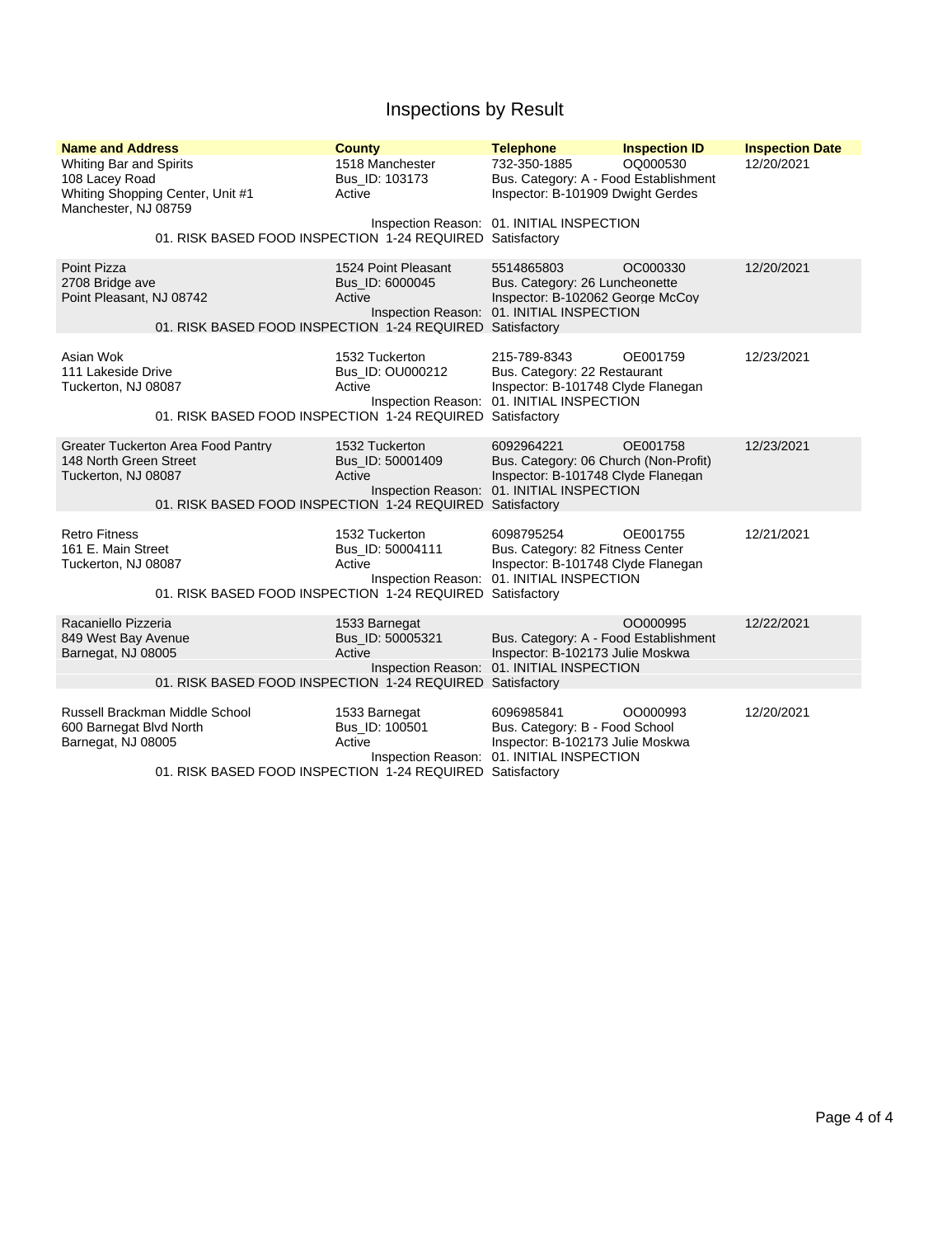# Inspections by Result

| Name and Address | County | Telephone | Inspection ID | Inspection Date |
|---|---|---|---|---|
| Whiting Bar and Spirits<br>108 Lacey Road<br>Whiting Shopping Center, Unit #1<br>Manchester, NJ 08759 | 1518 Manchester<br>Bus_ID: 103173<br>Active | 732-350-1885<br>Bus. Category: A - Food Establishment<br>Inspector: B-101909 Dwight Gerdes | OQ000530 | 12/20/2021 |
| | Inspection Reason: | 01. INITIAL INSPECTION | | |
| 01. RISK BASED FOOD INSPECTION 1-24 REQUIRED | | Satisfactory | | |
| Point Pizza<br>2708 Bridge ave<br>Point Pleasant, NJ 08742 | 1524 Point Pleasant<br>Bus_ID: 6000045<br>Active | 5514865803<br>Bus. Category: 26 Luncheonette<br>Inspector: B-102062 George McCoy | OC000330 | 12/20/2021 |
| | Inspection Reason: | 01. INITIAL INSPECTION | | |
| 01. RISK BASED FOOD INSPECTION 1-24 REQUIRED | | Satisfactory | | |
| Asian Wok<br>111 Lakeside Drive<br>Tuckerton, NJ 08087 | 1532 Tuckerton<br>Bus_ID: OU000212<br>Active | 215-789-8343<br>Bus. Category: 22 Restaurant<br>Inspector: B-101748 Clyde Flanegan | OE001759 | 12/23/2021 |
| | Inspection Reason: | 01. INITIAL INSPECTION | | |
| 01. RISK BASED FOOD INSPECTION 1-24 REQUIRED | | Satisfactory | | |
| Greater Tuckerton Area Food Pantry<br>148 North Green Street<br>Tuckerton, NJ 08087 | 1532 Tuckerton<br>Bus_ID: 50001409<br>Active | 6092964221<br>Bus. Category: 06 Church (Non-Profit)<br>Inspector: B-101748 Clyde Flanegan | OE001758 | 12/23/2021 |
| | Inspection Reason: | 01. INITIAL INSPECTION | | |
| 01. RISK BASED FOOD INSPECTION 1-24 REQUIRED | | Satisfactory | | |
| Retro Fitness<br>161 E. Main Street<br>Tuckerton, NJ 08087 | 1532 Tuckerton<br>Bus_ID: 50004111<br>Active | 6098795254<br>Bus. Category: 82 Fitness Center<br>Inspector: B-101748 Clyde Flanegan | OE001755 | 12/21/2021 |
| | Inspection Reason: | 01. INITIAL INSPECTION | | |
| 01. RISK BASED FOOD INSPECTION 1-24 REQUIRED | | Satisfactory | | |
| Racaniello Pizzeria<br>849 West Bay Avenue<br>Barnegat, NJ 08005 | 1533 Barnegat<br>Bus_ID: 50005321<br>Active | Bus. Category: A - Food Establishment<br>Inspector: B-102173 Julie Moskwa | OO000995 | 12/22/2021 |
| | Inspection Reason: | 01. INITIAL INSPECTION | | |
| 01. RISK BASED FOOD INSPECTION 1-24 REQUIRED | | Satisfactory | | |
| Russell Brackman Middle School<br>600 Barnegat Blvd North<br>Barnegat, NJ 08005 | 1533 Barnegat<br>Bus_ID: 100501<br>Active | 6096985841<br>Bus. Category: B - Food School<br>Inspector: B-102173 Julie Moskwa | OO000993 | 12/20/2021 |
| | Inspection Reason: | 01. INITIAL INSPECTION | | |
| 01. RISK BASED FOOD INSPECTION 1-24 REQUIRED | | Satisfactory | | |